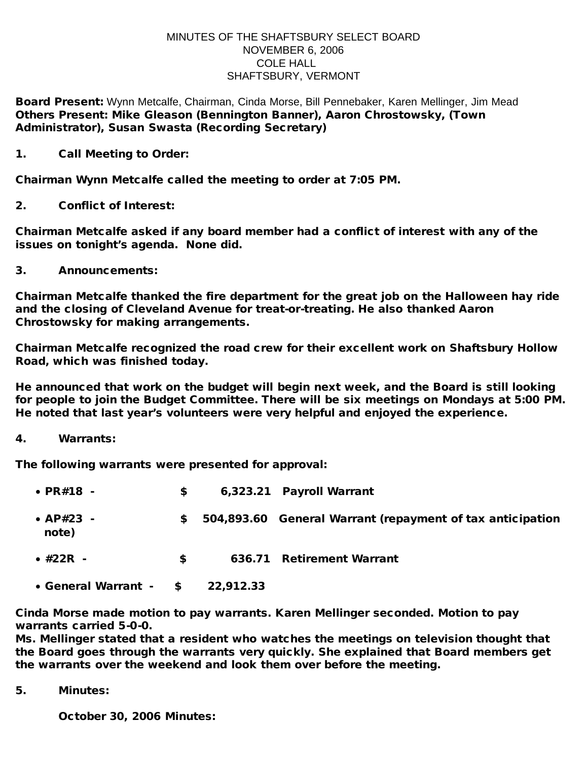MINUTES OF THE SHAFTSBURY SELECT BOARD
NOVEMBER 6, 2006
COLE HALL
SHAFTSBURY, VERMONT

**Board Present:** Wynn Metcalfe, Chairman, Cinda Morse, Bill Pennebaker, Karen Mellinger, Jim Mead
**Others Present: Mike Gleason (Bennington Banner), Aaron Chrostowsky, (Town Administrator), Susan Swasta (Recording Secretary)**

**1. Call Meeting to Order:**

**Chairman Wynn Metcalfe called the meeting to order at 7:05 PM.**

**2. Conflict of Interest:**

**Chairman Metcalfe asked if any board member had a conflict of interest with any of the issues on tonight's agenda. None did.**

**3. Announcements:**

**Chairman Metcalfe thanked the fire department for the great job on the Halloween hay ride and the closing of Cleveland Avenue for treat-or-treating. He also thanked Aaron Chrostowsky for making arrangements.**

**Chairman Metcalfe recognized the road crew for their excellent work on Shaftsbury Hollow Road, which was finished today.**

**He announced that work on the budget will begin next week, and the Board is still looking for people to join the Budget Committee. There will be six meetings on Mondays at 5:00 PM. He noted that last year's volunteers were very helpful and enjoyed the experience.**

**4. Warrants:**

**The following warrants were presented for approval:**

- **PR#18 - $ 6,323.21 Payroll Warrant**
- **AP#23 - $ 504,893.60 General Warrant (repayment of tax anticipation note)**
- **#22R - $ 636.71 Retirement Warrant**
- **General Warrant - $ 22,912.33**

**Cinda Morse made motion to pay warrants. Karen Mellinger seconded. Motion to pay warrants carried 5-0-0.**
**Ms. Mellinger stated that a resident who watches the meetings on television thought that the Board goes through the warrants very quickly. She explained that Board members get the warrants over the weekend and look them over before the meeting.**

**5. Minutes:**

**October 30, 2006 Minutes:**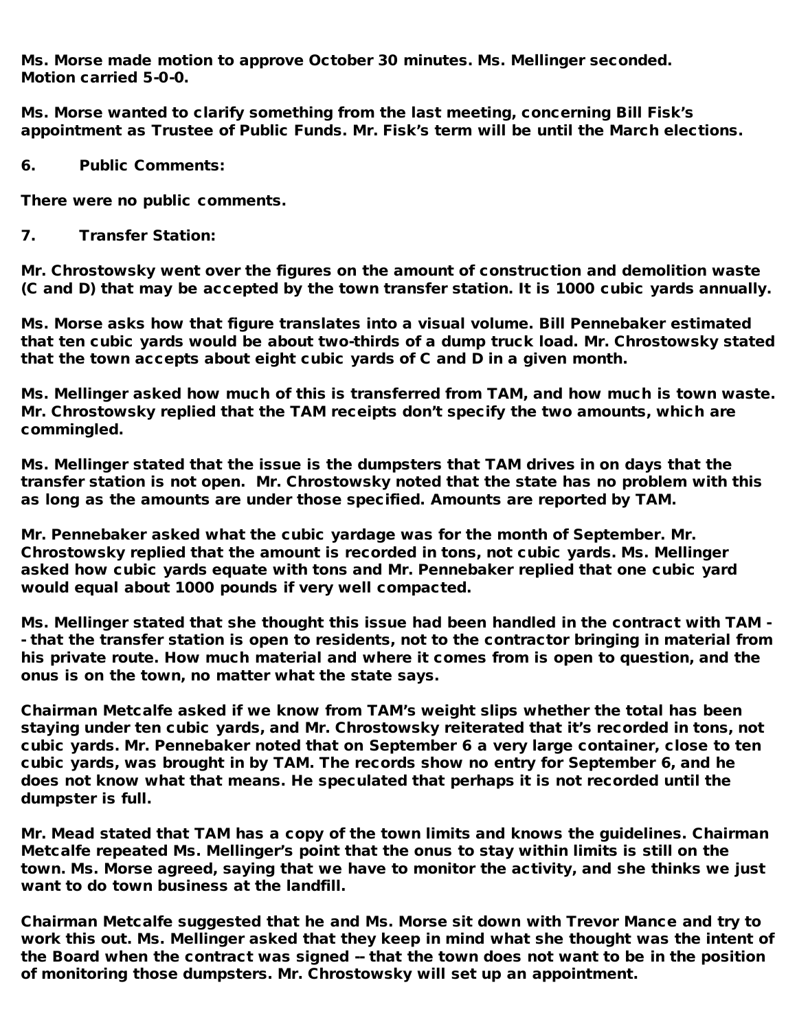Ms. Morse made motion to approve October 30 minutes. Ms. Mellinger seconded. Motion carried 5-0-0.

Ms. Morse wanted to clarify something from the last meeting, concerning Bill Fisk's appointment as Trustee of Public Funds. Mr. Fisk's term will be until the March elections.

6. Public Comments:

There were no public comments.

7. Transfer Station:

Mr. Chrostowsky went over the figures on the amount of construction and demolition waste (C and D) that may be accepted by the town transfer station. It is 1000 cubic yards annually.

Ms. Morse asks how that figure translates into a visual volume. Bill Pennebaker estimated that ten cubic yards would be about two-thirds of a dump truck load. Mr. Chrostowsky stated that the town accepts about eight cubic yards of C and D in a given month.

Ms. Mellinger asked how much of this is transferred from TAM, and how much is town waste. Mr. Chrostowsky replied that the TAM receipts don't specify the two amounts, which are commingled.

Ms. Mellinger stated that the issue is the dumpsters that TAM drives in on days that the transfer station is not open. Mr. Chrostowsky noted that the state has no problem with this as long as the amounts are under those specified. Amounts are reported by TAM.

Mr. Pennebaker asked what the cubic yardage was for the month of September. Mr. Chrostowsky replied that the amount is recorded in tons, not cubic yards. Ms. Mellinger asked how cubic yards equate with tons and Mr. Pennebaker replied that one cubic yard would equal about 1000 pounds if very well compacted.

Ms. Mellinger stated that she thought this issue had been handled in the contract with TAM -- that the transfer station is open to residents, not to the contractor bringing in material from his private route. How much material and where it comes from is open to question, and the onus is on the town, no matter what the state says.

Chairman Metcalfe asked if we know from TAM's weight slips whether the total has been staying under ten cubic yards, and Mr. Chrostowsky reiterated that it's recorded in tons, not cubic yards. Mr. Pennebaker noted that on September 6 a very large container, close to ten cubic yards, was brought in by TAM. The records show no entry for September 6, and he does not know what that means. He speculated that perhaps it is not recorded until the dumpster is full.

Mr. Mead stated that TAM has a copy of the town limits and knows the guidelines. Chairman Metcalfe repeated Ms. Mellinger's point that the onus to stay within limits is still on the town. Ms. Morse agreed, saying that we have to monitor the activity, and she thinks we just want to do town business at the landfill.

Chairman Metcalfe suggested that he and Ms. Morse sit down with Trevor Mance and try to work this out. Ms. Mellinger asked that they keep in mind what she thought was the intent of the Board when the contract was signed -- that the town does not want to be in the position of monitoring those dumpsters. Mr. Chrostowsky will set up an appointment.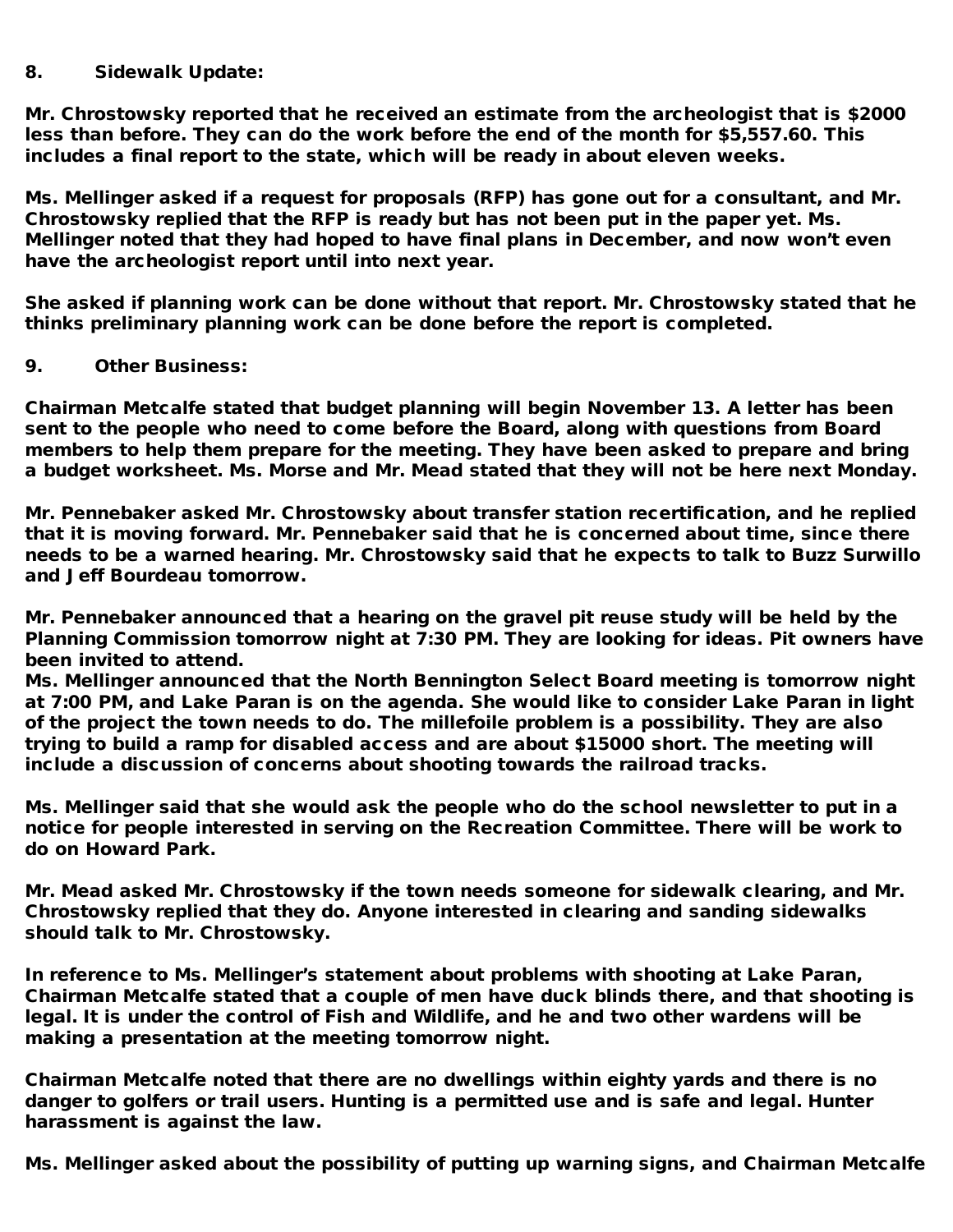**8. Sidewalk Update:**

**Mr. Chrostowsky reported that he received an estimate from the archeologist that is $2000 less than before. They can do the work before the end of the month for $5,557.60. This includes a final report to the state, which will be ready in about eleven weeks.**

**Ms. Mellinger asked if a request for proposals (RFP) has gone out for a consultant, and Mr. Chrostowsky replied that the RFP is ready but has not been put in the paper yet. Ms. Mellinger noted that they had hoped to have final plans in December, and now won't even have the archeologist report until into next year.**

**She asked if planning work can be done without that report. Mr. Chrostowsky stated that he thinks preliminary planning work can be done before the report is completed.**

**9. Other Business:**

**Chairman Metcalfe stated that budget planning will begin November 13. A letter has been sent to the people who need to come before the Board, along with questions from Board members to help them prepare for the meeting. They have been asked to prepare and bring a budget worksheet. Ms. Morse and Mr. Mead stated that they will not be here next Monday.**

**Mr. Pennebaker asked Mr. Chrostowsky about transfer station recertification, and he replied that it is moving forward. Mr. Pennebaker said that he is concerned about time, since there needs to be a warned hearing. Mr. Chrostowsky said that he expects to talk to Buzz Surwillo and Jeff Bourdeau tomorrow.**

**Mr. Pennebaker announced that a hearing on the gravel pit reuse study will be held by the Planning Commission tomorrow night at 7:30 PM. They are looking for ideas. Pit owners have been invited to attend.**
**Ms. Mellinger announced that the North Bennington Select Board meeting is tomorrow night at 7:00 PM, and Lake Paran is on the agenda. She would like to consider Lake Paran in light of the project the town needs to do. The millefoile problem is a possibility. They are also trying to build a ramp for disabled access and are about $15000 short. The meeting will include a discussion of concerns about shooting towards the railroad tracks.**

**Ms. Mellinger said that she would ask the people who do the school newsletter to put in a notice for people interested in serving on the Recreation Committee. There will be work to do on Howard Park.**

**Mr. Mead asked Mr. Chrostowsky if the town needs someone for sidewalk clearing, and Mr. Chrostowsky replied that they do. Anyone interested in clearing and sanding sidewalks should talk to Mr. Chrostowsky.**

**In reference to Ms. Mellinger's statement about problems with shooting at Lake Paran, Chairman Metcalfe stated that a couple of men have duck blinds there, and that shooting is legal. It is under the control of Fish and Wildlife, and he and two other wardens will be making a presentation at the meeting tomorrow night.**

**Chairman Metcalfe noted that there are no dwellings within eighty yards and there is no danger to golfers or trail users. Hunting is a permitted use and is safe and legal. Hunter harassment is against the law.**

**Ms. Mellinger asked about the possibility of putting up warning signs, and Chairman Metcalfe**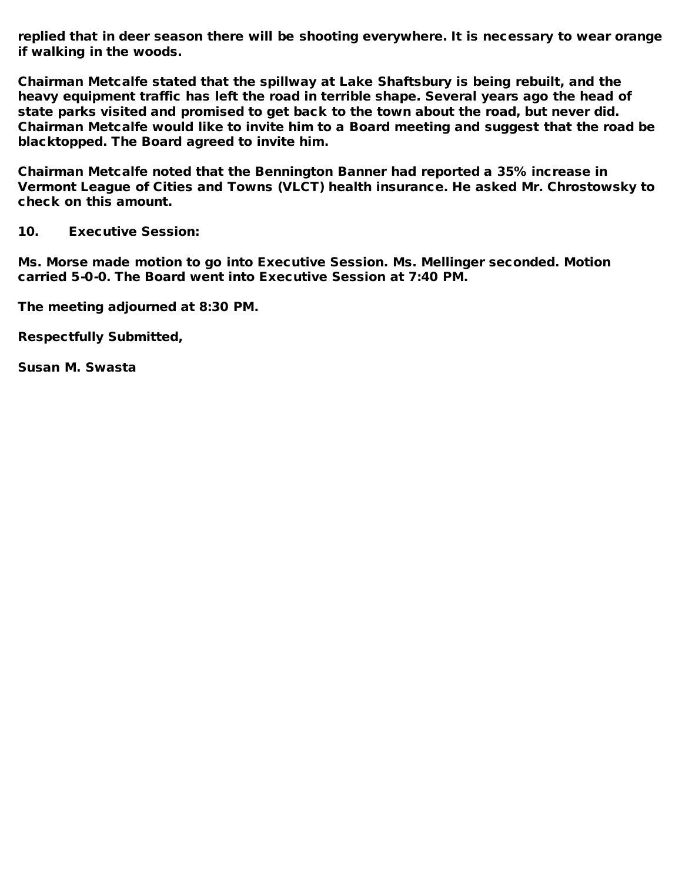**replied that in deer season there will be shooting everywhere. It is necessary to wear orange if walking in the woods.**

**Chairman Metcalfe stated that the spillway at Lake Shaftsbury is being rebuilt, and the heavy equipment traffic has left the road in terrible shape. Several years ago the head of state parks visited and promised to get back to the town about the road, but never did. Chairman Metcalfe would like to invite him to a Board meeting and suggest that the road be blacktopped. The Board agreed to invite him.**

**Chairman Metcalfe noted that the Bennington Banner had reported a 35% increase in Vermont League of Cities and Towns (VLCT) health insurance. He asked Mr. Chrostowsky to check on this amount.**

**10. Executive Session:**

**Ms. Morse made motion to go into Executive Session. Ms. Mellinger seconded. Motion carried 5-0-0. The Board went into Executive Session at 7:40 PM.**

**The meeting adjourned at 8:30 PM.**

**Respectfully Submitted,**

**Susan M. Swasta**